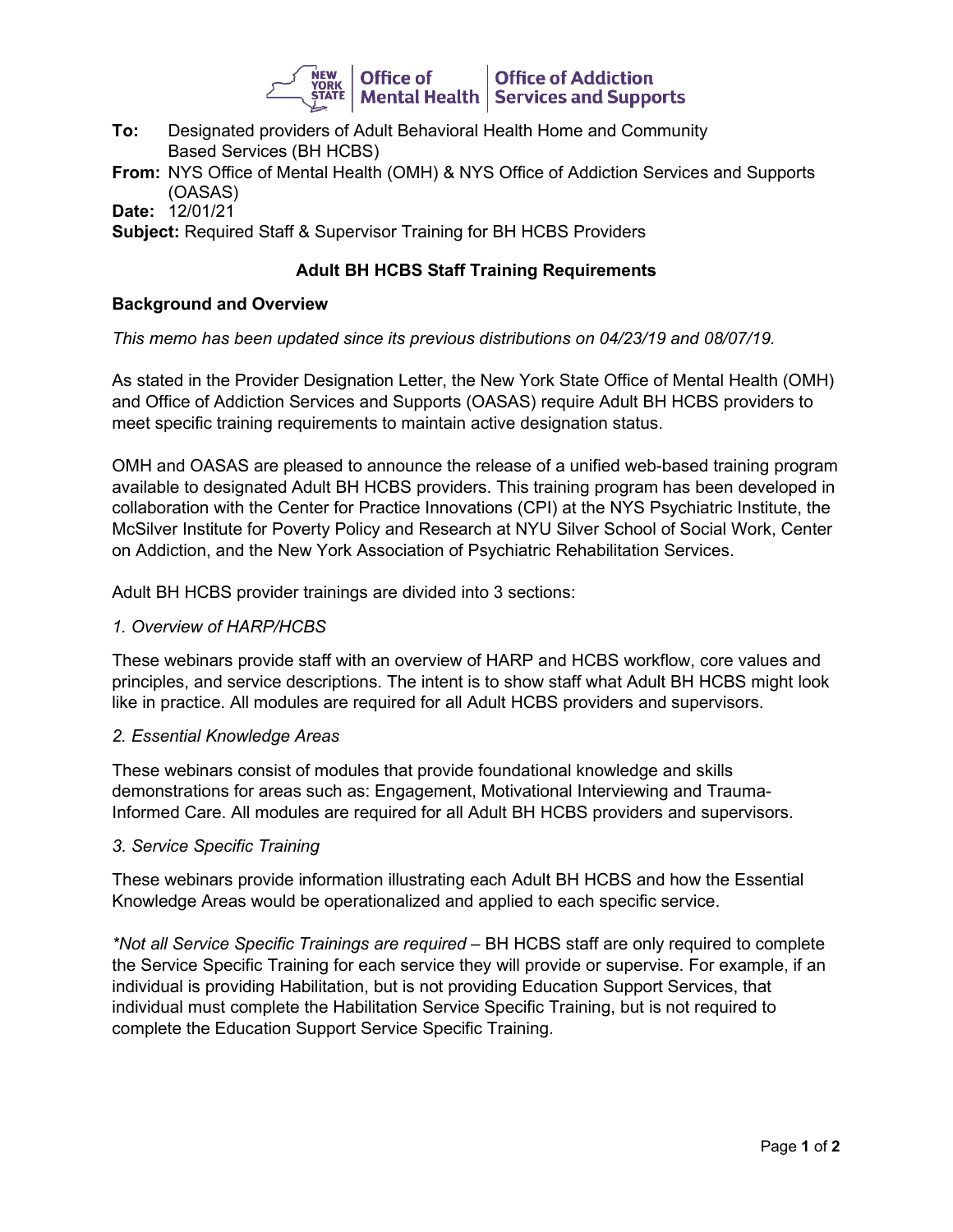**To:** Designated providers of Adult Behavioral Health Home and Community Based Services (BH HCBS)

**From:** NYS Office of Mental Health (OMH) & NYS Office of Addiction Services and Supports (OASAS)

**Date:** 12/01/21

**Subject:** Required Staff & Supervisor Training for BH HCBS Providers

## Adult BH HCBS Staff Training Requirements

### Background and Overview

*This memo has been updated since its previous distributions on 04/23/19 and 08/07/19.*

As stated in the Provider Designation Letter, the New York State Office of Mental Health (OMH) and Office of Addiction Services and Supports (OASAS) require Adult BH HCBS providers to meet specific training requirements to maintain active designation status.

OMH and OASAS are pleased to announce the release of a unified web-based training program available to designated Adult BH HCBS providers. This training program has been developed in collaboration with the Center for Practice Innovations (CPI) at the NYS Psychiatric Institute, the McSilver Institute for Poverty Policy and Research at NYU Silver School of Social Work, Center on Addiction, and the New York Association of Psychiatric Rehabilitation Services.

Adult BH HCBS provider trainings are divided into 3 sections:

*1. Overview of HARP/HCBS*

These webinars provide staff with an overview of HARP and HCBS workflow, core values and principles, and service descriptions. The intent is to show staff what Adult BH HCBS might look like in practice. All modules are required for all Adult HCBS providers and supervisors.

*2. Essential Knowledge Areas*

These webinars consist of modules that provide foundational knowledge and skills demonstrations for areas such as: Engagement, Motivational Interviewing and Trauma-Informed Care. All modules are required for all Adult BH HCBS providers and supervisors.

*3. Service Specific Training*

These webinars provide information illustrating each Adult BH HCBS and how the Essential Knowledge Areas would be operationalized and applied to each specific service.

*\*Not all Service Specific Trainings are required* – BH HCBS staff are only required to complete the Service Specific Training for each service they will provide or supervise. For example, if an individual is providing Habilitation, but is not providing Education Support Services, that individual must complete the Habilitation Service Specific Training, but is not required to complete the Education Support Service Specific Training.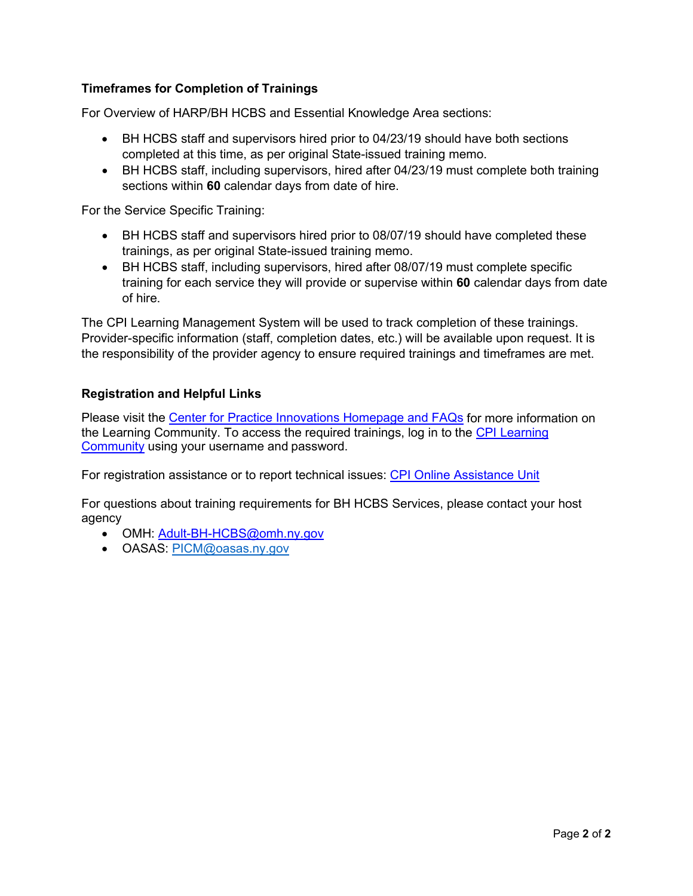### Timeframes for Completion of Trainings

For Overview of HARP/BH HCBS and Essential Knowledge Area sections:

- BH HCBS staff and supervisors hired prior to 04/23/19 should have both sections completed at this time, as per original State-issued training memo.
- BH HCBS staff, including supervisors, hired after 04/23/19 must complete both training sections within **60** calendar days from date of hire.

For the Service Specific Training:

- BH HCBS staff and supervisors hired prior to 08/07/19 should have completed these trainings, as per original State-issued training memo.
- BH HCBS staff, including supervisors, hired after 08/07/19 must complete specific training for each service they will provide or supervise within **60** calendar days from date of hire.

The CPI Learning Management System will be used to track completion of these trainings. Provider-specific information (staff, completion dates, etc.) will be available upon request. It is the responsibility of the provider agency to ensure required trainings and timeframes are met.

### Registration and Helpful Links

Please visit the Center for Practice Innovations Homepage and FAQs for more information on the Learning Community. To access the required trainings, log in to the CPI Learning Community using your username and password.

For registration assistance or to report technical issues: CPI Online Assistance Unit

For questions about training requirements for BH HCBS Services, please contact your host agency

- OMH: Adult-BH-HCBS@omh.ny.gov
- OASAS: PICM@oasas.ny.gov